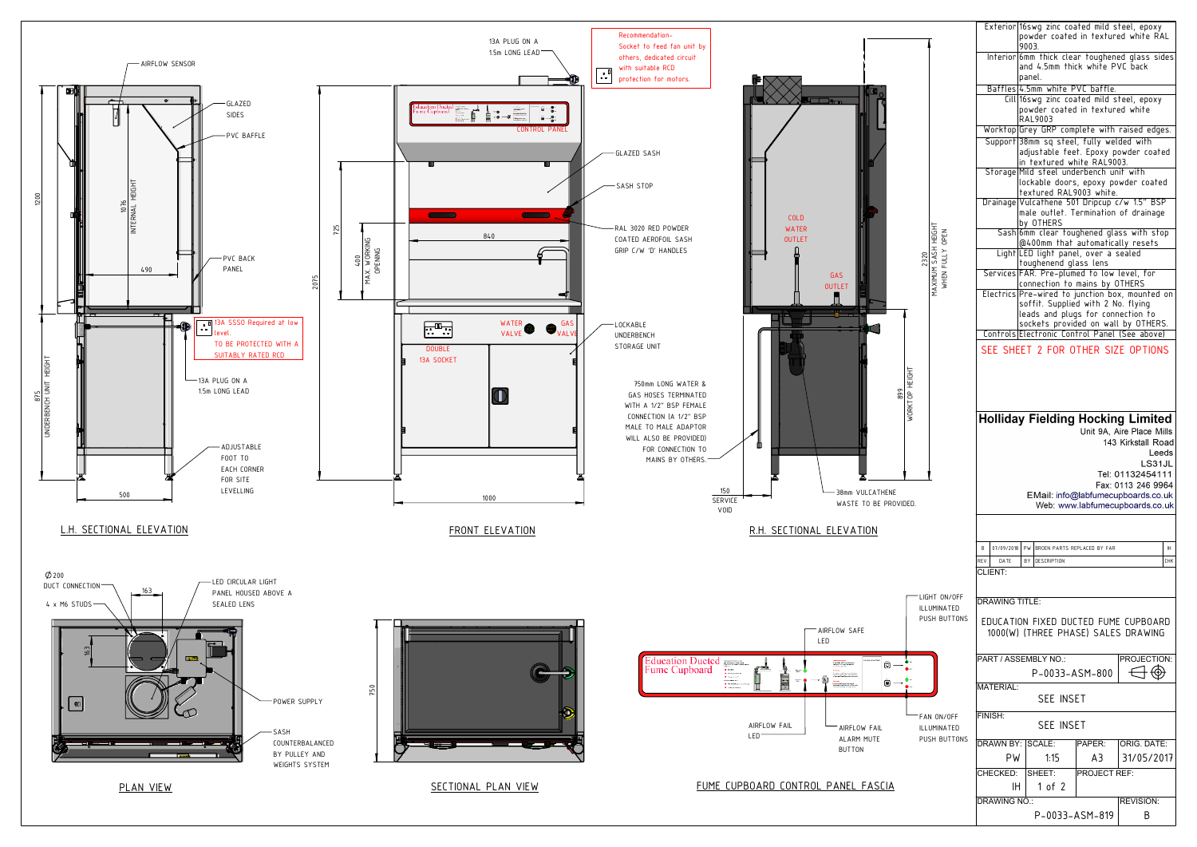## L.H. SECTIONAL ELEVATION

- AIRFLOW SENSOR
- GLAZED SIDES
- PVC BAFFLE
- 1076 INTERNAL HEIGHT
- 1200
- 490
- PVC BACK PANEL
- 13A SSSO Required at low level. TO BE PROTECTED WITH A SUITABLY RATED RCD
- 13A PLUG ON A 1.5m LONG LEAD
- 875 UNDERBENCH UNIT HEIGHT
- ADJUSTABLE FOOT TO EACH CORNER FOR SITE LEVELLING
- 500

## FRONT ELEVATION

- 13A PLUG ON A 1.5m LONG LEAD
- Recommendation- Socket to feed fan unit by others, dedicated circuit with suitable RCD protection for motors.
- CONTROL PANEL
- GLAZED SASH
- SASH STOP
- RAL 3020 RED POWDER COATED AEROFOIL SASH GRIP C/W 'D' HANDLES
- 725
- 840
- 400 MAX. WORKING OPENING
- 2075
- WATER VALVE
- GAS VALVE
- DOUBLE 13A SOCKET
- LOCKABLE UNDERBENCH STORAGE UNIT
- 750mm LONG WATER & GAS HOSES TERMINATED WITH A 1/2" BSP FEMALE CONNECTION (A 1/2" BSP MALE TO MALE ADAPTOR WILL ALSO BE PROVIDED) FOR CONNECTION TO MAINS BY OTHERS.
- 1000

## R.H. SECTIONAL ELEVATION

- COLD WATER OUTLET
- GAS OUTLET
- 2320 MAXIMUM SASH HEIGHT WHEN FULLY OPEN
- 899 WORKTOP HEIGHT
- 150 SERVICE VOID
- 38mm VULCATHENE WASTE TO BE PROVIDED.

## PLAN VIEW

- ∅200 DUCT CONNECTION
- 163
- 163
- 4 x M6 STUDS
- LED CIRCULAR LIGHT PANEL HOUSED ABOVE A SEALED LENS
- POWER SUPPLY
- SASH COUNTERBALANCED BY PULLEY AND WEIGHTS SYSTEM

## SECTIONAL PLAN VIEW

- 750

## FUME CUPBOARD CONTROL PANEL FASCIA

- Education Ducted Fume Cupboard
- LIGHT ON/OFF ILLUMINATED PUSH BUTTONS
- AIRFLOW SAFE LED
- AIRFLOW FAIL LED
- AIRFLOW FAIL ALARM MUTE BUTTON
- FAN ON/OFF ILLUMINATED PUSH BUTTONS

| | |
|---|---|
| Exterior | 16swg zinc coated mild steel, epoxy powder coated in textured white RAL 9003. |
| Interior | 6mm thick clear toughened glass sides and 4.5mm thick white PVC back panel. |
| Baffles | 4.5mm white PVC baffle. |
| Cill | 16swg zinc coated mild steel, epoxy powder coated in textured white RAL9003 |
| Worktop | Grey GRP complete with raised edges. |
| Support | 38mm sq steel, fully welded with adjustable feet. Epoxy powder coated in textured white RAL9003. |
| Storage | Mild steel underbench unit with lockable doors, epoxy powder coated textured RAL9003 white. |
| Drainage | Vulcathene 501 Dripcup c/w 1.5" BSP male outlet. Termination of drainage by OTHERS |
| Sash | 6mm clear toughened glass with stop @400mm that automatically resets |
| Light | LED light panel, over a sealed toughenend glass lens |
| Services | FAR. Pre-plumed to low level, for connection to mains by OTHERS |
| Electrics | Pre-wired to junction box, mounted on soffit. Supplied with 2 No. flying leads and plugs for connection to sockets provided on wall by OTHERS. |
| Controls | Electronic Control Panel (See above) |

SEE SHEET 2 FOR OTHER SIZE OPTIONS

**Holliday Fielding Hocking Limited**
Unit 9A, Aire Place Mills
143 Kirkstall Road
Leeds
LS31JL
Tel: 01132454111
Fax: 0113 246 9964
EMail: info@labfumecupboards.co.uk
Web: www.labfumecupboards.co.uk

| REV | DATE | BY | DESCRIPTION | CHK |
|---|---|---|---|---|
| B | 07/09/2018 | PW | BROEN PARTS REPLACED BY FAR | IH |

CLIENT:

DRAWING TITLE: EDUCATION FIXED DUCTED FUME CUPBOARD 1000(W) (THREE PHASE) SALES DRAWING

| PART / ASSEMBLY NO.: | PROJECTION: |
|---|---|
| P-0033-ASM-800 | |

MATERIAL: SEE INSET

FINISH: SEE INSET

| DRAWN BY: | SCALE: | PAPER: | ORIG. DATE: |
|---|---|---|---|
| PW | 1:15 | A3 | 31/05/2017 |
| CHECKED: | SHEET: | PROJECT REF: | |
| IH | 1 of 2 | | |

| DRAWING NO.: | REVISION: |
|---|---|
| P-0033-ASM-819 | B |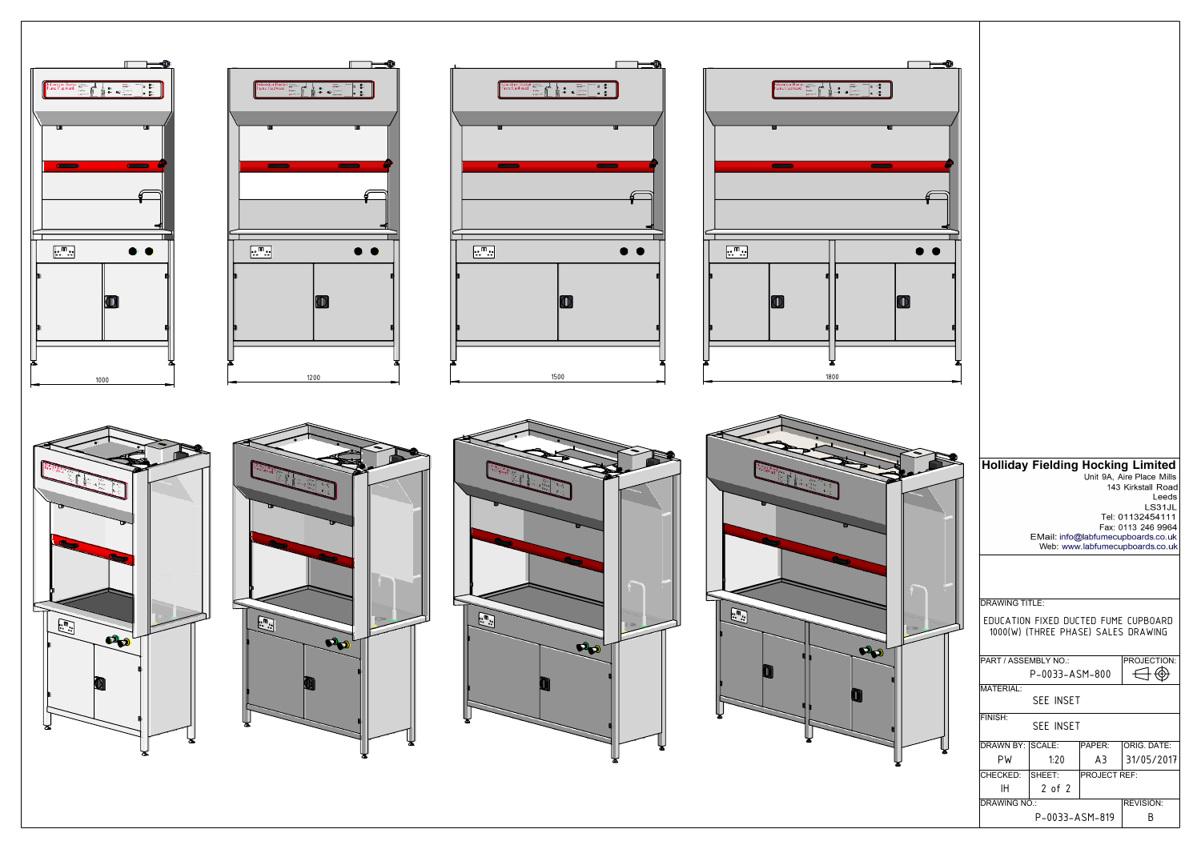1000

1200

1500

1800

**Holliday Fielding Hocking Limited**
Unit 9A, Aire Place Mills
143 Kirkstall Road
Leeds
LS31JL
Tel: 01132454111
Fax: 0113 246 9964
EMail: info@labfumecupboards.co.uk
Web: www.labfumecupboards.co.uk

DRAWING TITLE:

EDUCATION FIXED DUCTED FUME CUPBOARD 1000(W) (THREE PHASE) SALES DRAWING

| | | | |
|---|---|---|---|
| PART / ASSEMBLY NO.: P-0033-ASM-800 | | | PROJECTION: |
| MATERIAL: SEE INSET | | | |
| FINISH: SEE INSET | | | |
| DRAWN BY: PW | SCALE: 1:20 | PAPER: A3 | ORIG. DATE: 31/05/2017 |
| CHECKED: IH | SHEET: 2 of 2 | PROJECT REF: | |
| DRAWING NO.: P-0033-ASM-819 | | | REVISION: B |